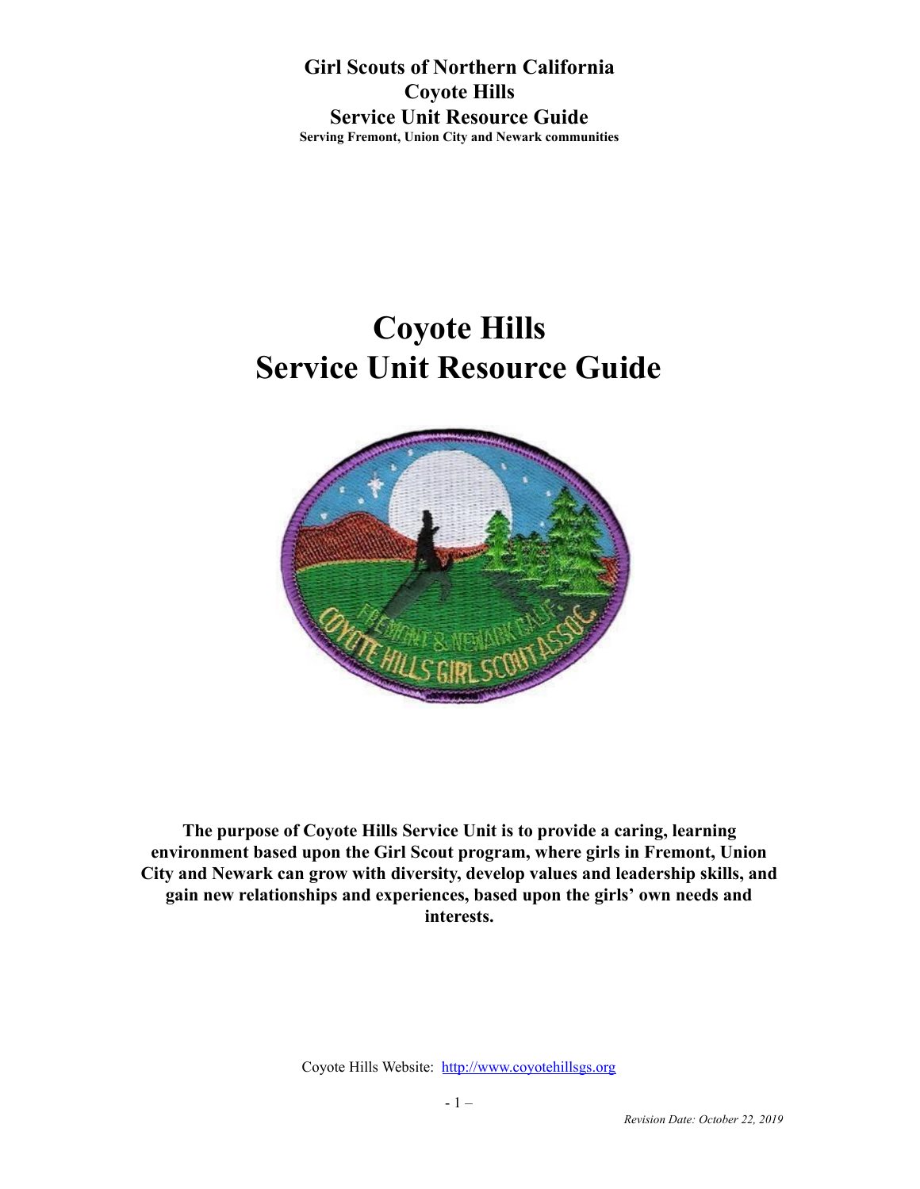**Girl Scouts of Northern California**
**Coyote Hills**
**Service Unit Resource Guide**
**Serving Fremont, Union City and Newark communities**

# Coyote Hills
# Service Unit Resource Guide

**The purpose of Coyote Hills Service Unit is to provide a caring, learning environment based upon the Girl Scout program, where girls in Fremont, Union City and Newark can grow with diversity, develop values and leadership skills, and gain new relationships and experiences, based upon the girls' own needs and interests.**

Coyote Hills Website: [http://www.coyotehillsgs.org](http://www.coyotehillsgs.org)

*Revision Date: October 22, 2019*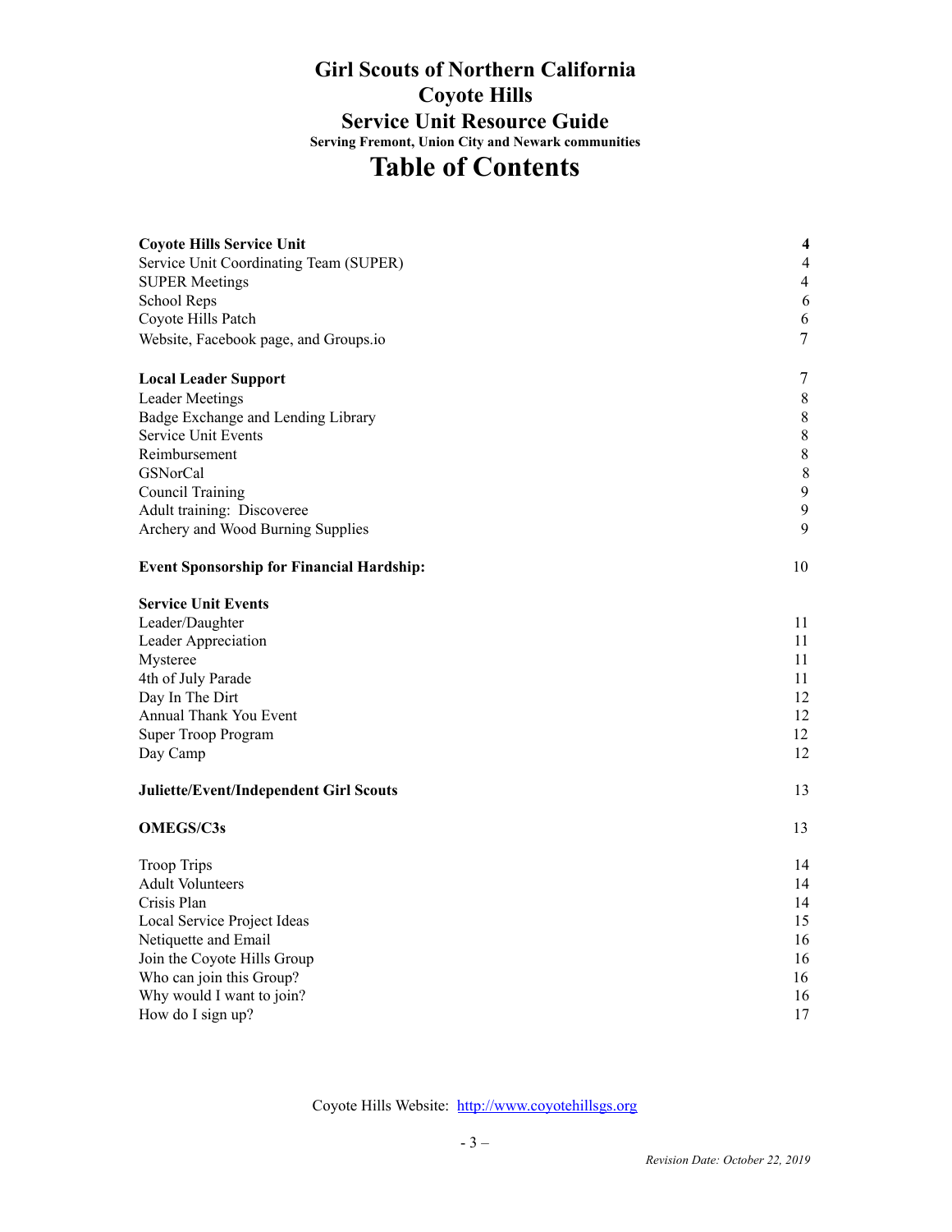# Girl Scouts of Northern California
# Coyote Hills
# Service Unit Resource Guide

**Serving Fremont, Union City and Newark communities**

# Table of Contents

| | |
|---|---|
| **Coyote Hills Service Unit** | **4** |
| Service Unit Coordinating Team (SUPER) | 4 |
| SUPER Meetings | 4 |
| School Reps | 6 |
| Coyote Hills Patch | 6 |
| Website, Facebook page, and Groups.io | 7 |
| | |
| **Local Leader Support** | 7 |
| Leader Meetings | 8 |
| Badge Exchange and Lending Library | 8 |
| Service Unit Events | 8 |
| Reimbursement | 8 |
| GSNorCal | 8 |
| Council Training | 9 |
| Adult training: Discoveree | 9 |
| Archery and Wood Burning Supplies | 9 |
| | |
| **Event Sponsorship for Financial Hardship:** | 10 |
| | |
| **Service Unit Events** | |
| Leader/Daughter | 11 |
| Leader Appreciation | 11 |
| Mysteree | 11 |
| 4th of July Parade | 11 |
| Day In The Dirt | 12 |
| Annual Thank You Event | 12 |
| Super Troop Program | 12 |
| Day Camp | 12 |
| | |
| **Juliette/Event/Independent Girl Scouts** | 13 |
| | |
| **OMEGS/C3s** | 13 |
| | |
| Troop Trips | 14 |
| Adult Volunteers | 14 |
| Crisis Plan | 14 |
| Local Service Project Ideas | 15 |
| Netiquette and Email | 16 |
| Join the Coyote Hills Group | 16 |
| Who can join this Group? | 16 |
| Why would I want to join? | 16 |
| How do I sign up? | 17 |

Coyote Hills Website: http://www.coyotehillsgs.org

*Revision Date: October 22, 2019*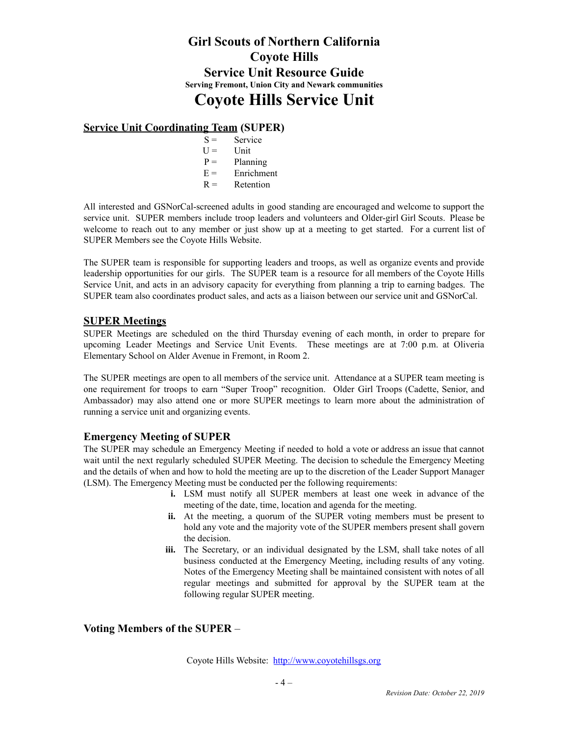# Girl Scouts of Northern California
# Coyote Hills
# Service Unit Resource Guide

**Serving Fremont, Union City and Newark communities**

# Coyote Hills Service Unit

## Service Unit Coordinating Team (SUPER)

S = Service
U = Unit
P = Planning
E = Enrichment
R = Retention

All interested and GSNorCal-screened adults in good standing are encouraged and welcome to support the service unit. SUPER members include troop leaders and volunteers and Older-girl Girl Scouts. Please be welcome to reach out to any member or just show up at a meeting to get started. For a current list of SUPER Members see the Coyote Hills Website.

The SUPER team is responsible for supporting leaders and troops, as well as organize events and provide leadership opportunities for our girls. The SUPER team is a resource for all members of the Coyote Hills Service Unit, and acts in an advisory capacity for everything from planning a trip to earning badges. The SUPER team also coordinates product sales, and acts as a liaison between our service unit and GSNorCal.

## SUPER Meetings

SUPER Meetings are scheduled on the third Thursday evening of each month, in order to prepare for upcoming Leader Meetings and Service Unit Events. These meetings are at 7:00 p.m. at Oliveria Elementary School on Alder Avenue in Fremont, in Room 2.

The SUPER meetings are open to all members of the service unit. Attendance at a SUPER team meeting is one requirement for troops to earn "Super Troop" recognition. Older Girl Troops (Cadette, Senior, and Ambassador) may also attend one or more SUPER meetings to learn more about the administration of running a service unit and organizing events.

### Emergency Meeting of SUPER

The SUPER may schedule an Emergency Meeting if needed to hold a vote or address an issue that cannot wait until the next regularly scheduled SUPER Meeting. The decision to schedule the Emergency Meeting and the details of when and how to hold the meeting are up to the discretion of the Leader Support Manager (LSM). The Emergency Meeting must be conducted per the following requirements:

- **i.** LSM must notify all SUPER members at least one week in advance of the meeting of the date, time, location and agenda for the meeting.
- **ii.** At the meeting, a quorum of the SUPER voting members must be present to hold any vote and the majority vote of the SUPER members present shall govern the decision.
- **iii.** The Secretary, or an individual designated by the LSM, shall take notes of all business conducted at the Emergency Meeting, including results of any voting. Notes of the Emergency Meeting shall be maintained consistent with notes of all regular meetings and submitted for approval by the SUPER team at the following regular SUPER meeting.

### Voting Members of the SUPER –

Coyote Hills Website: http://www.coyotehillsgs.org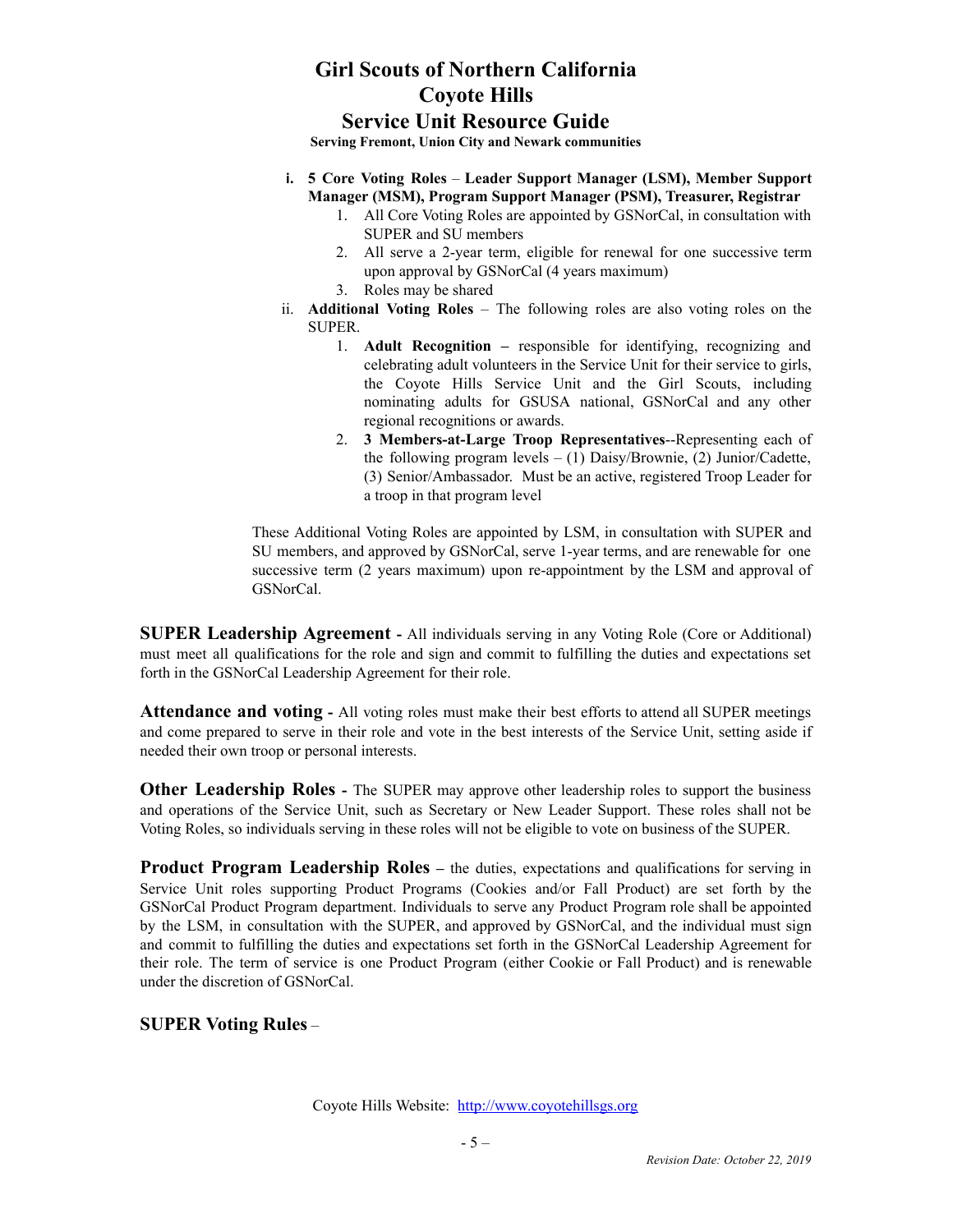i. **5 Core Voting Roles** – **Leader Support Manager (LSM), Member Support Manager (MSM), Program Support Manager (PSM), Treasurer, Registrar**
   1. All Core Voting Roles are appointed by GSNorCal, in consultation with SUPER and SU members
   2. All serve a 2-year term, eligible for renewal for one successive term upon approval by GSNorCal (4 years maximum)
   3. Roles may be shared

ii. **Additional Voting Roles** – The following roles are also voting roles on the SUPER.
   1. **Adult Recognition –** responsible for identifying, recognizing and celebrating adult volunteers in the Service Unit for their service to girls, the Coyote Hills Service Unit and the Girl Scouts, including nominating adults for GSUSA national, GSNorCal and any other regional recognitions or awards.
   2. **3 Members-at-Large Troop Representatives**--Representing each of the following program levels – (1) Daisy/Brownie, (2) Junior/Cadette, (3) Senior/Ambassador. Must be an active, registered Troop Leader for a troop in that program level

These Additional Voting Roles are appointed by LSM, in consultation with SUPER and SU members, and approved by GSNorCal, serve 1-year terms, and are renewable for one successive term (2 years maximum) upon re-appointment by the LSM and approval of GSNorCal.

**SUPER Leadership Agreement -** All individuals serving in any Voting Role (Core or Additional) must meet all qualifications for the role and sign and commit to fulfilling the duties and expectations set forth in the GSNorCal Leadership Agreement for their role.

**Attendance and voting -** All voting roles must make their best efforts to attend all SUPER meetings and come prepared to serve in their role and vote in the best interests of the Service Unit, setting aside if needed their own troop or personal interests.

**Other Leadership Roles -** The SUPER may approve other leadership roles to support the business and operations of the Service Unit, such as Secretary or New Leader Support. These roles shall not be Voting Roles, so individuals serving in these roles will not be eligible to vote on business of the SUPER.

**Product Program Leadership Roles –** the duties, expectations and qualifications for serving in Service Unit roles supporting Product Programs (Cookies and/or Fall Product) are set forth by the GSNorCal Product Program department. Individuals to serve any Product Program role shall be appointed by the LSM, in consultation with the SUPER, and approved by GSNorCal, and the individual must sign and commit to fulfilling the duties and expectations set forth in the GSNorCal Leadership Agreement for their role. The term of service is one Product Program (either Cookie or Fall Product) and is renewable under the discretion of GSNorCal.

**SUPER Voting Rules** –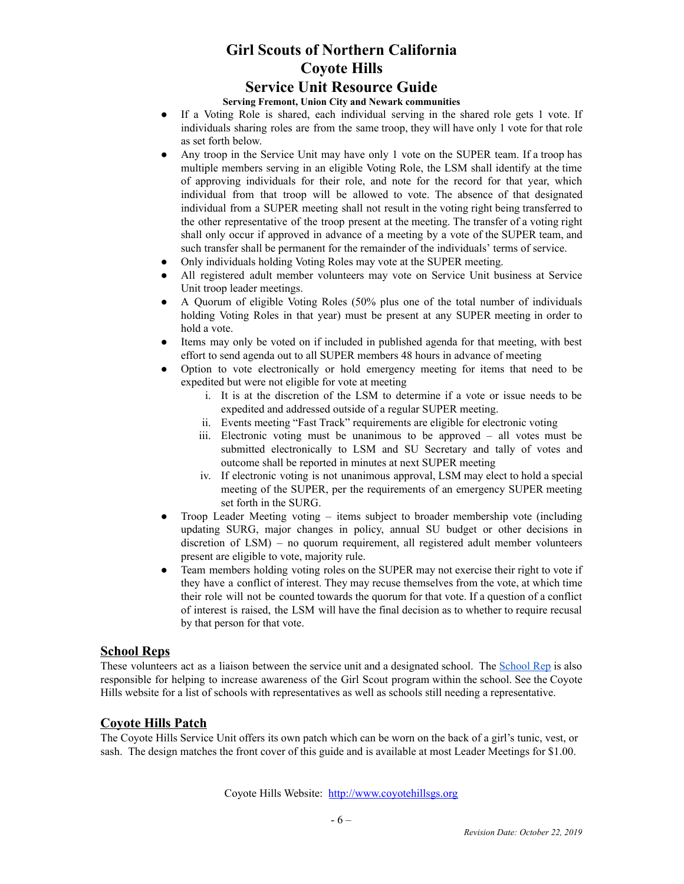- If a Voting Role is shared, each individual serving in the shared role gets 1 vote. If individuals sharing roles are from the same troop, they will have only 1 vote for that role as set forth below.
- Any troop in the Service Unit may have only 1 vote on the SUPER team. If a troop has multiple members serving in an eligible Voting Role, the LSM shall identify at the time of approving individuals for their role, and note for the record for that year, which individual from that troop will be allowed to vote. The absence of that designated individual from a SUPER meeting shall not result in the voting right being transferred to the other representative of the troop present at the meeting. The transfer of a voting right shall only occur if approved in advance of a meeting by a vote of the SUPER team, and such transfer shall be permanent for the remainder of the individuals' terms of service.
- Only individuals holding Voting Roles may vote at the SUPER meeting.
- All registered adult member volunteers may vote on Service Unit business at Service Unit troop leader meetings.
- A Quorum of eligible Voting Roles (50% plus one of the total number of individuals holding Voting Roles in that year) must be present at any SUPER meeting in order to hold a vote.
- Items may only be voted on if included in published agenda for that meeting, with best effort to send agenda out to all SUPER members 48 hours in advance of meeting
- Option to vote electronically or hold emergency meeting for items that need to be expedited but were not eligible for vote at meeting
    1. It is at the discretion of the LSM to determine if a vote or issue needs to be expedited and addressed outside of a regular SUPER meeting.
    2. Events meeting "Fast Track" requirements are eligible for electronic voting
    3. Electronic voting must be unanimous to be approved – all votes must be submitted electronically to LSM and SU Secretary and tally of votes and outcome shall be reported in minutes at next SUPER meeting
    4. If electronic voting is not unanimous approval, LSM may elect to hold a special meeting of the SUPER, per the requirements of an emergency SUPER meeting set forth in the SURG.
- Troop Leader Meeting voting – items subject to broader membership vote (including updating SURG, major changes in policy, annual SU budget or other decisions in discretion of LSM) – no quorum requirement, all registered adult member volunteers present are eligible to vote, majority rule.
- Team members holding voting roles on the SUPER may not exercise their right to vote if they have a conflict of interest. They may recuse themselves from the vote, at which time their role will not be counted towards the quorum for that vote. If a question of a conflict of interest is raised, the LSM will have the final decision as to whether to require recusal by that person for that vote.

## School Reps

These volunteers act as a liaison between the service unit and a designated school. The School Rep is also responsible for helping to increase awareness of the Girl Scout program within the school. See the Coyote Hills website for a list of schools with representatives as well as schools still needing a representative.

## Coyote Hills Patch

The Coyote Hills Service Unit offers its own patch which can be worn on the back of a girl's tunic, vest, or sash. The design matches the front cover of this guide and is available at most Leader Meetings for $1.00.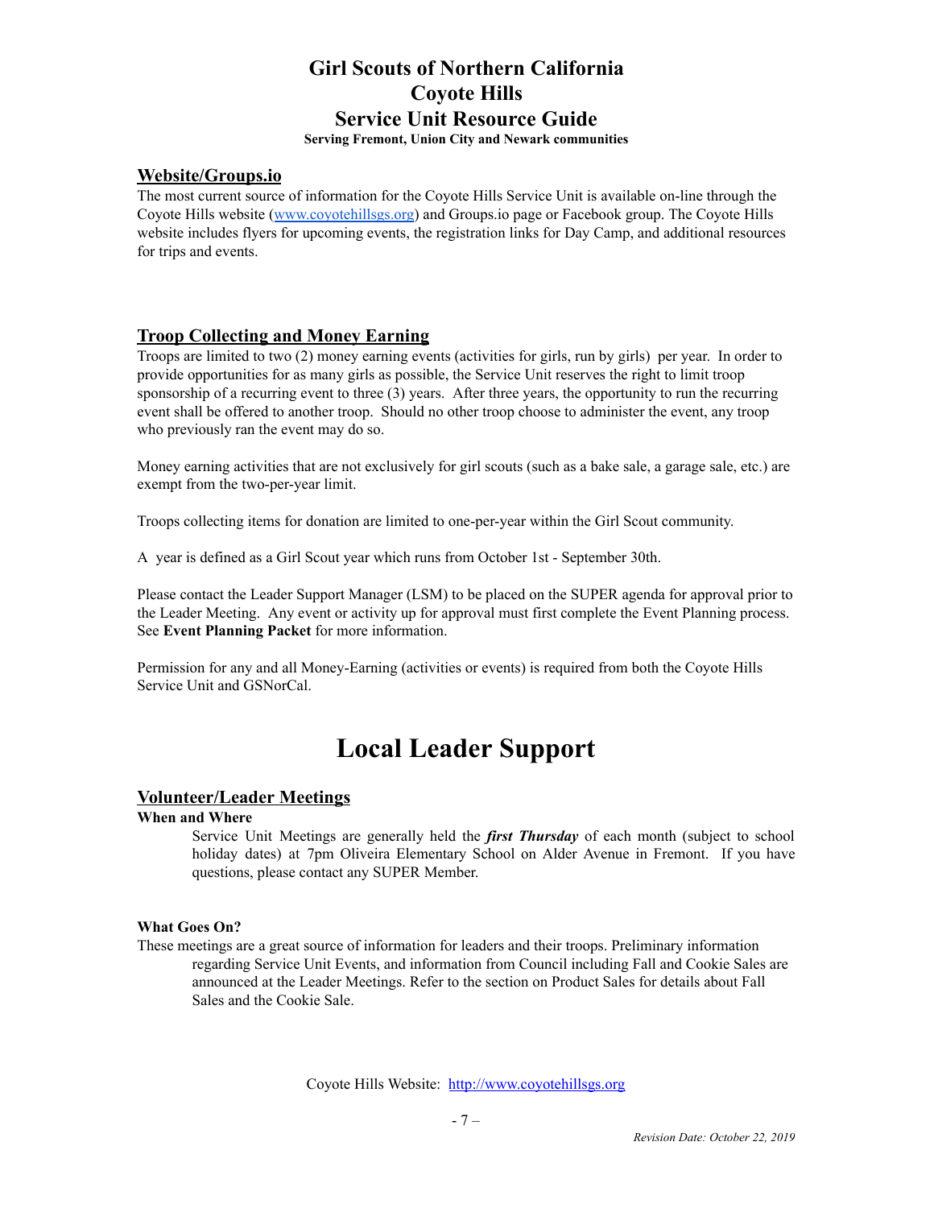# Girl Scouts of Northern California
# Coyote Hills
# Service Unit Resource Guide

**Serving Fremont, Union City and Newark communities**

## Website/Groups.io

The most current source of information for the Coyote Hills Service Unit is available on-line through the Coyote Hills website (www.coyotehillsgs.org) and Groups.io page or Facebook group. The Coyote Hills website includes flyers for upcoming events, the registration links for Day Camp, and additional resources for trips and events.

## Troop Collecting and Money Earning

Troops are limited to two (2) money earning events (activities for girls, run by girls) per year. In order to provide opportunities for as many girls as possible, the Service Unit reserves the right to limit troop sponsorship of a recurring event to three (3) years. After three years, the opportunity to run the recurring event shall be offered to another troop. Should no other troop choose to administer the event, any troop who previously ran the event may do so.

Money earning activities that are not exclusively for girl scouts (such as a bake sale, a garage sale, etc.) are exempt from the two-per-year limit.

Troops collecting items for donation are limited to one-per-year within the Girl Scout community.

A year is defined as a Girl Scout year which runs from October 1st - September 30th.

Please contact the Leader Support Manager (LSM) to be placed on the SUPER agenda for approval prior to the Leader Meeting. Any event or activity up for approval must first complete the Event Planning process. See **Event Planning Packet** for more information.

Permission for any and all Money-Earning (activities or events) is required from both the Coyote Hills Service Unit and GSNorCal.

# Local Leader Support

## Volunteer/Leader Meetings

**When and Where**

Service Unit Meetings are generally held the ***first Thursday*** of each month (subject to school holiday dates) at 7pm Oliveira Elementary School on Alder Avenue in Fremont. If you have questions, please contact any SUPER Member.

**What Goes On?**

These meetings are a great source of information for leaders and their troops. Preliminary information regarding Service Unit Events, and information from Council including Fall and Cookie Sales are announced at the Leader Meetings. Refer to the section on Product Sales for details about Fall Sales and the Cookie Sale.

Coyote Hills Website: http://www.coyotehillsgs.org

*Revision Date: October 22, 2019*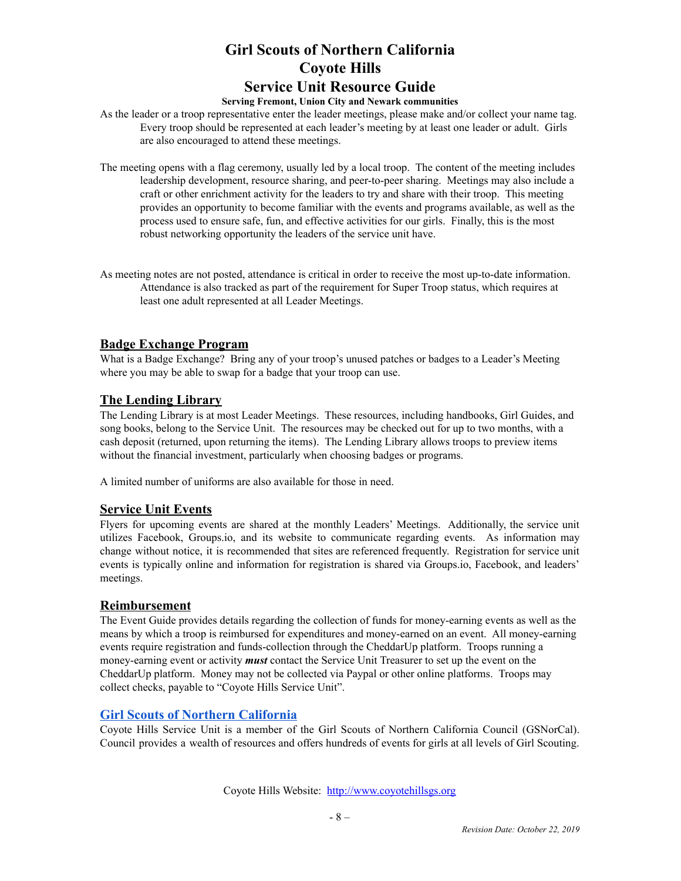As the leader or a troop representative enter the leader meetings, please make and/or collect your name tag. Every troop should be represented at each leader's meeting by at least one leader or adult. Girls are also encouraged to attend these meetings.

The meeting opens with a flag ceremony, usually led by a local troop. The content of the meeting includes leadership development, resource sharing, and peer-to-peer sharing. Meetings may also include a craft or other enrichment activity for the leaders to try and share with their troop. This meeting provides an opportunity to become familiar with the events and programs available, as well as the process used to ensure safe, fun, and effective activities for our girls. Finally, this is the most robust networking opportunity the leaders of the service unit have.

As meeting notes are not posted, attendance is critical in order to receive the most up-to-date information. Attendance is also tracked as part of the requirement for Super Troop status, which requires at least one adult represented at all Leader Meetings.

## Badge Exchange Program

What is a Badge Exchange? Bring any of your troop's unused patches or badges to a Leader's Meeting where you may be able to swap for a badge that your troop can use.

## The Lending Library

The Lending Library is at most Leader Meetings. These resources, including handbooks, Girl Guides, and song books, belong to the Service Unit. The resources may be checked out for up to two months, with a cash deposit (returned, upon returning the items). The Lending Library allows troops to preview items without the financial investment, particularly when choosing badges or programs.

A limited number of uniforms are also available for those in need.

## Service Unit Events

Flyers for upcoming events are shared at the monthly Leaders' Meetings. Additionally, the service unit utilizes Facebook, Groups.io, and its website to communicate regarding events. As information may change without notice, it is recommended that sites are referenced frequently. Registration for service unit events is typically online and information for registration is shared via Groups.io, Facebook, and leaders' meetings.

## Reimbursement

The Event Guide provides details regarding the collection of funds for money-earning events as well as the means by which a troop is reimbursed for expenditures and money-earned on an event. All money-earning events require registration and funds-collection through the CheddarUp platform. Troops running a money-earning event or activity ***must*** contact the Service Unit Treasurer to set up the event on the CheddarUp platform. Money may not be collected via Paypal or other online platforms. Troops may collect checks, payable to "Coyote Hills Service Unit".

## Girl Scouts of Northern California

Coyote Hills Service Unit is a member of the Girl Scouts of Northern California Council (GSNorCal). Council provides a wealth of resources and offers hundreds of events for girls at all levels of Girl Scouting.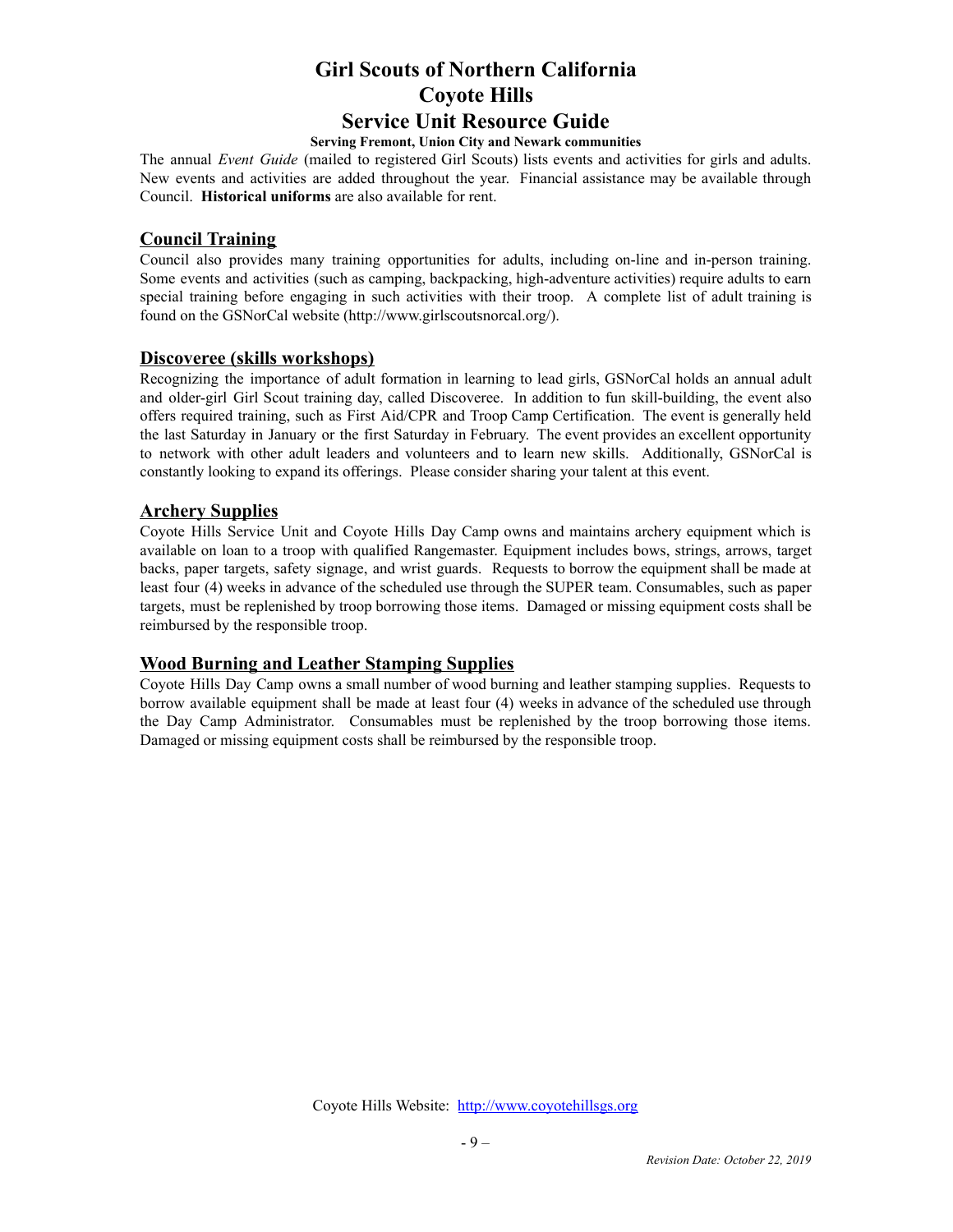# Girl Scouts of Northern California
# Coyote Hills
# Service Unit Resource Guide

**Serving Fremont, Union City and Newark communities**

The annual *Event Guide* (mailed to registered Girl Scouts) lists events and activities for girls and adults. New events and activities are added throughout the year. Financial assistance may be available through Council. **Historical uniforms** are also available for rent.

## Council Training

Council also provides many training opportunities for adults, including on-line and in-person training. Some events and activities (such as camping, backpacking, high-adventure activities) require adults to earn special training before engaging in such activities with their troop. A complete list of adult training is found on the GSNorCal website (http://www.girlscoutsnorcal.org/).

## Discoveree (skills workshops)

Recognizing the importance of adult formation in learning to lead girls, GSNorCal holds an annual adult and older-girl Girl Scout training day, called Discoveree. In addition to fun skill-building, the event also offers required training, such as First Aid/CPR and Troop Camp Certification. The event is generally held the last Saturday in January or the first Saturday in February. The event provides an excellent opportunity to network with other adult leaders and volunteers and to learn new skills. Additionally, GSNorCal is constantly looking to expand its offerings. Please consider sharing your talent at this event.

## Archery Supplies

Coyote Hills Service Unit and Coyote Hills Day Camp owns and maintains archery equipment which is available on loan to a troop with qualified Rangemaster. Equipment includes bows, strings, arrows, target backs, paper targets, safety signage, and wrist guards. Requests to borrow the equipment shall be made at least four (4) weeks in advance of the scheduled use through the SUPER team. Consumables, such as paper targets, must be replenished by troop borrowing those items. Damaged or missing equipment costs shall be reimbursed by the responsible troop.

## Wood Burning and Leather Stamping Supplies

Coyote Hills Day Camp owns a small number of wood burning and leather stamping supplies. Requests to borrow available equipment shall be made at least four (4) weeks in advance of the scheduled use through the Day Camp Administrator. Consumables must be replenished by the troop borrowing those items. Damaged or missing equipment costs shall be reimbursed by the responsible troop.

Coyote Hills Website: http://www.coyotehillsgs.org

*Revision Date: October 22, 2019*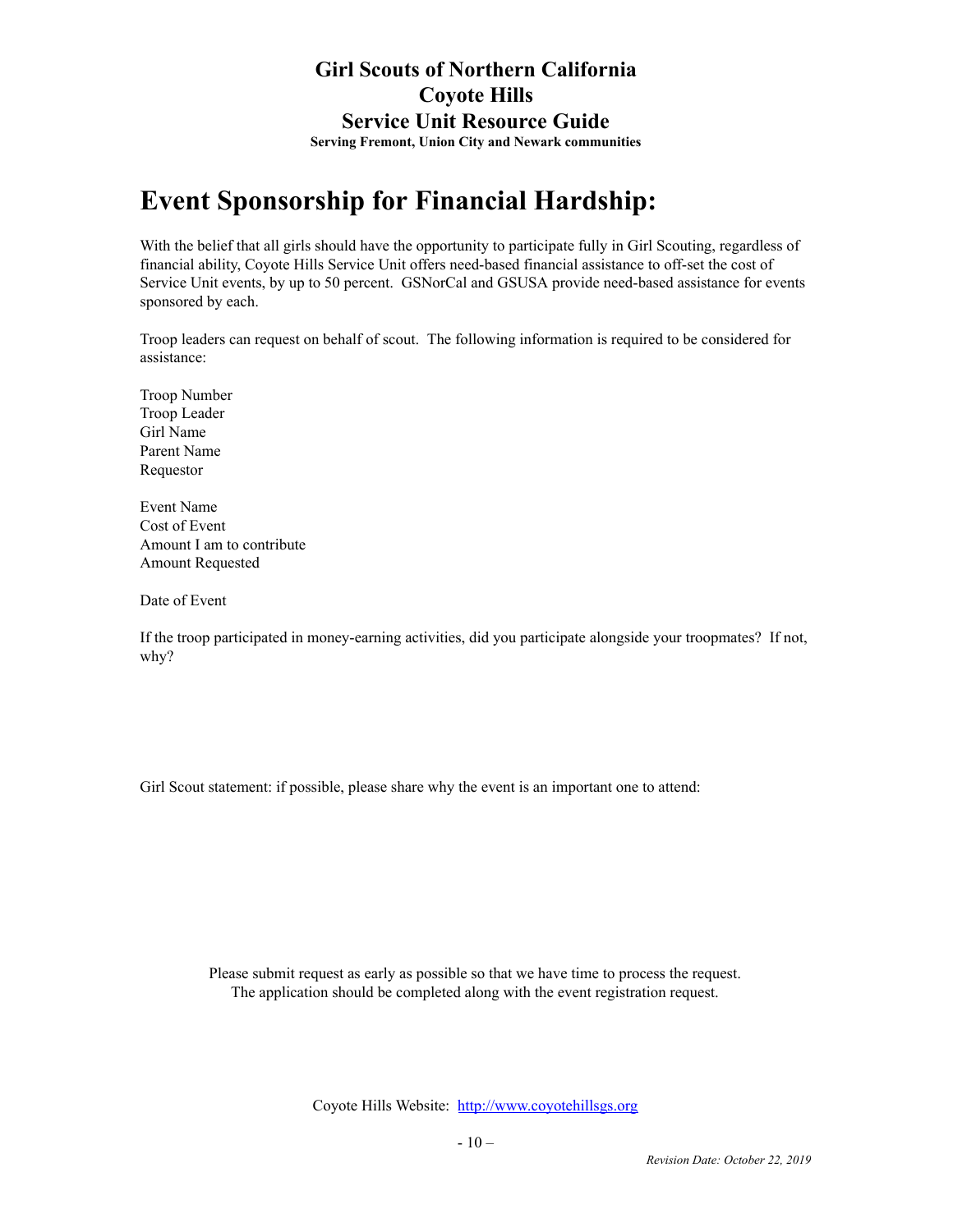# Event Sponsorship for Financial Hardship:

With the belief that all girls should have the opportunity to participate fully in Girl Scouting, regardless of financial ability, Coyote Hills Service Unit offers need-based financial assistance to off-set the cost of Service Unit events, by up to 50 percent.  GSNorCal and GSUSA provide need-based assistance for events sponsored by each.

Troop leaders can request on behalf of scout.  The following information is required to be considered for assistance:

Troop Number
Troop Leader
Girl Name
Parent Name
Requestor

Event Name
Cost of Event
Amount I am to contribute
Amount Requested

Date of Event

If the troop participated in money-earning activities, did you participate alongside your troopmates?  If not, why?

Girl Scout statement: if possible, please share why the event is an important one to attend:

Please submit request as early as possible so that we have time to process the request.
The application should be completed along with the event registration request.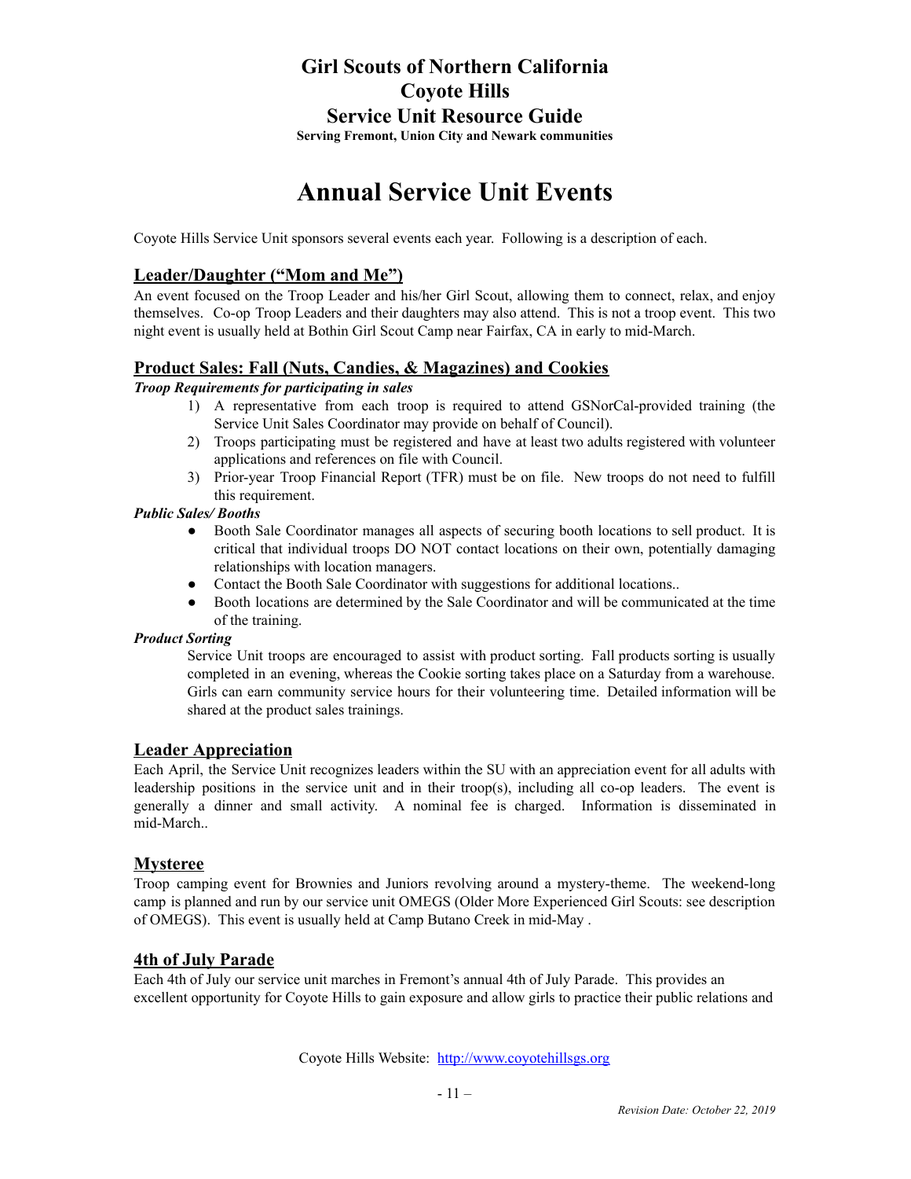# Girl Scouts of Northern California
# Coyote Hills
# Service Unit Resource Guide

**Serving Fremont, Union City and Newark communities**

# Annual Service Unit Events

Coyote Hills Service Unit sponsors several events each year. Following is a description of each.

## Leader/Daughter ("Mom and Me")

An event focused on the Troop Leader and his/her Girl Scout, allowing them to connect, relax, and enjoy themselves. Co-op Troop Leaders and their daughters may also attend. This is not a troop event. This two night event is usually held at Bothin Girl Scout Camp near Fairfax, CA in early to mid-March.

## Product Sales: Fall (Nuts, Candies, & Magazines) and Cookies

***Troop Requirements for participating in sales***

1) A representative from each troop is required to attend GSNorCal-provided training (the Service Unit Sales Coordinator may provide on behalf of Council).
2) Troops participating must be registered and have at least two adults registered with volunteer applications and references on file with Council.
3) Prior-year Troop Financial Report (TFR) must be on file. New troops do not need to fulfill this requirement.

***Public Sales/ Booths***

- Booth Sale Coordinator manages all aspects of securing booth locations to sell product. It is critical that individual troops DO NOT contact locations on their own, potentially damaging relationships with location managers.
- Contact the Booth Sale Coordinator with suggestions for additional locations..
- Booth locations are determined by the Sale Coordinator and will be communicated at the time of the training.

***Product Sorting***

Service Unit troops are encouraged to assist with product sorting. Fall products sorting is usually completed in an evening, whereas the Cookie sorting takes place on a Saturday from a warehouse. Girls can earn community service hours for their volunteering time. Detailed information will be shared at the product sales trainings.

## Leader Appreciation

Each April, the Service Unit recognizes leaders within the SU with an appreciation event for all adults with leadership positions in the service unit and in their troop(s), including all co-op leaders. The event is generally a dinner and small activity. A nominal fee is charged. Information is disseminated in mid-March..

## Mysteree

Troop camping event for Brownies and Juniors revolving around a mystery-theme. The weekend-long camp is planned and run by our service unit OMEGS (Older More Experienced Girl Scouts: see description of OMEGS). This event is usually held at Camp Butano Creek in mid-May .

## 4th of July Parade

Each 4th of July our service unit marches in Fremont's annual 4th of July Parade. This provides an excellent opportunity for Coyote Hills to gain exposure and allow girls to practice their public relations and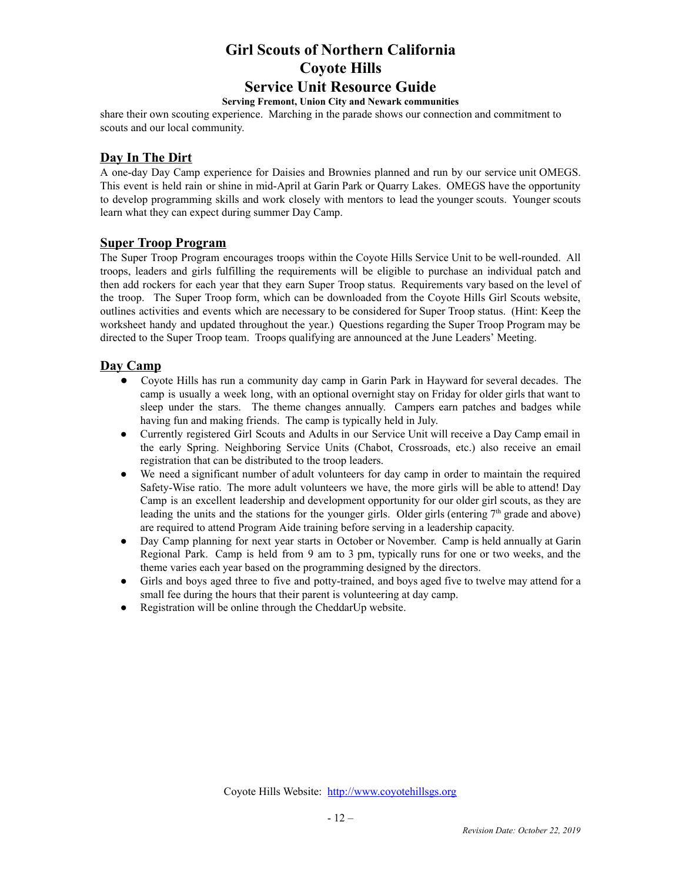share their own scouting experience. Marching in the parade shows our connection and commitment to scouts and our local community.

## Day In The Dirt

A one-day Day Camp experience for Daisies and Brownies planned and run by our service unit OMEGS. This event is held rain or shine in mid-April at Garin Park or Quarry Lakes. OMEGS have the opportunity to develop programming skills and work closely with mentors to lead the younger scouts. Younger scouts learn what they can expect during summer Day Camp.

## Super Troop Program

The Super Troop Program encourages troops within the Coyote Hills Service Unit to be well-rounded. All troops, leaders and girls fulfilling the requirements will be eligible to purchase an individual patch and then add rockers for each year that they earn Super Troop status. Requirements vary based on the level of the troop. The Super Troop form, which can be downloaded from the Coyote Hills Girl Scouts website, outlines activities and events which are necessary to be considered for Super Troop status. (Hint: Keep the worksheet handy and updated throughout the year.) Questions regarding the Super Troop Program may be directed to the Super Troop team. Troops qualifying are announced at the June Leaders' Meeting.

## Day Camp

- Coyote Hills has run a community day camp in Garin Park in Hayward for several decades. The camp is usually a week long, with an optional overnight stay on Friday for older girls that want to sleep under the stars. The theme changes annually. Campers earn patches and badges while having fun and making friends. The camp is typically held in July.
- Currently registered Girl Scouts and Adults in our Service Unit will receive a Day Camp email in the early Spring. Neighboring Service Units (Chabot, Crossroads, etc.) also receive an email registration that can be distributed to the troop leaders.
- We need a significant number of adult volunteers for day camp in order to maintain the required Safety-Wise ratio. The more adult volunteers we have, the more girls will be able to attend! Day Camp is an excellent leadership and development opportunity for our older girl scouts, as they are leading the units and the stations for the younger girls. Older girls (entering 7th grade and above) are required to attend Program Aide training before serving in a leadership capacity.
- Day Camp planning for next year starts in October or November. Camp is held annually at Garin Regional Park. Camp is held from 9 am to 3 pm, typically runs for one or two weeks, and the theme varies each year based on the programming designed by the directors.
- Girls and boys aged three to five and potty-trained, and boys aged five to twelve may attend for a small fee during the hours that their parent is volunteering at day camp.
- Registration will be online through the CheddarUp website.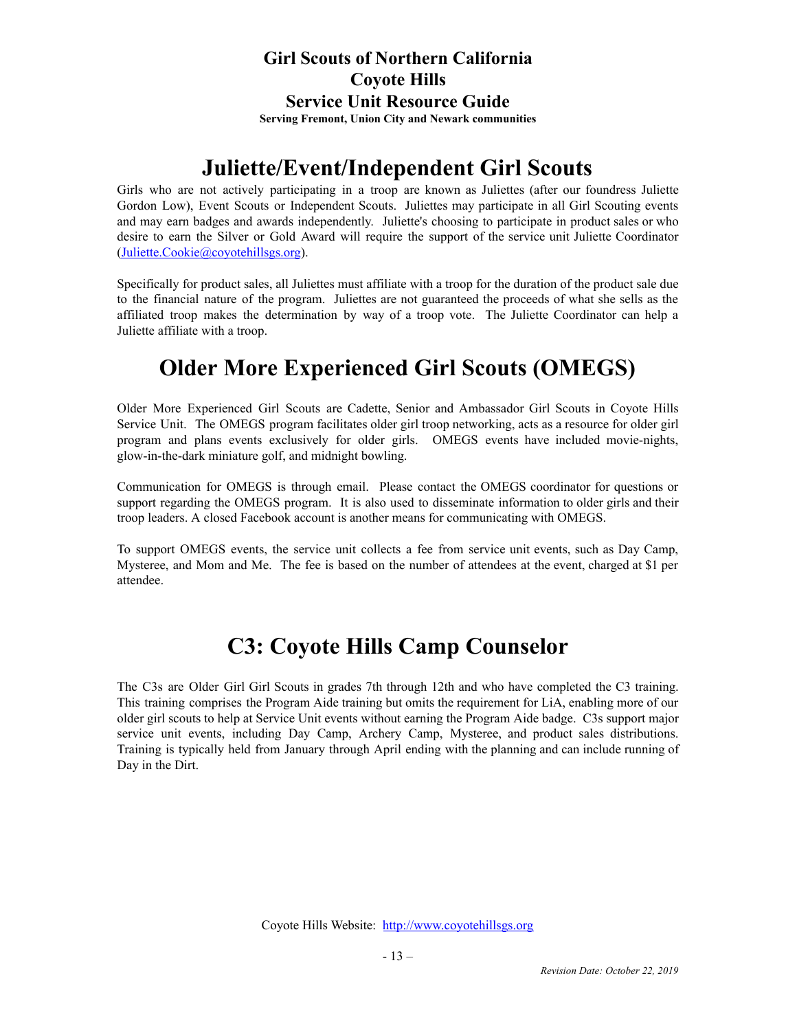# Juliette/Event/Independent Girl Scouts

Girls who are not actively participating in a troop are known as Juliettes (after our foundress Juliette Gordon Low), Event Scouts or Independent Scouts. Juliettes may participate in all Girl Scouting events and may earn badges and awards independently. Juliette's choosing to participate in product sales or who desire to earn the Silver or Gold Award will require the support of the service unit Juliette Coordinator (Juliette.Cookie@coyotehillsgs.org).

Specifically for product sales, all Juliettes must affiliate with a troop for the duration of the product sale due to the financial nature of the program. Juliettes are not guaranteed the proceeds of what she sells as the affiliated troop makes the determination by way of a troop vote. The Juliette Coordinator can help a Juliette affiliate with a troop.

# Older More Experienced Girl Scouts (OMEGS)

Older More Experienced Girl Scouts are Cadette, Senior and Ambassador Girl Scouts in Coyote Hills Service Unit. The OMEGS program facilitates older girl troop networking, acts as a resource for older girl program and plans events exclusively for older girls. OMEGS events have included movie-nights, glow-in-the-dark miniature golf, and midnight bowling.

Communication for OMEGS is through email. Please contact the OMEGS coordinator for questions or support regarding the OMEGS program. It is also used to disseminate information to older girls and their troop leaders. A closed Facebook account is another means for communicating with OMEGS.

To support OMEGS events, the service unit collects a fee from service unit events, such as Day Camp, Mysteree, and Mom and Me. The fee is based on the number of attendees at the event, charged at $1 per attendee.

# C3: Coyote Hills Camp Counselor

The C3s are Older Girl Girl Scouts in grades 7th through 12th and who have completed the C3 training. This training comprises the Program Aide training but omits the requirement for LiA, enabling more of our older girl scouts to help at Service Unit events without earning the Program Aide badge. C3s support major service unit events, including Day Camp, Archery Camp, Mysteree, and product sales distributions. Training is typically held from January through April ending with the planning and can include running of Day in the Dirt.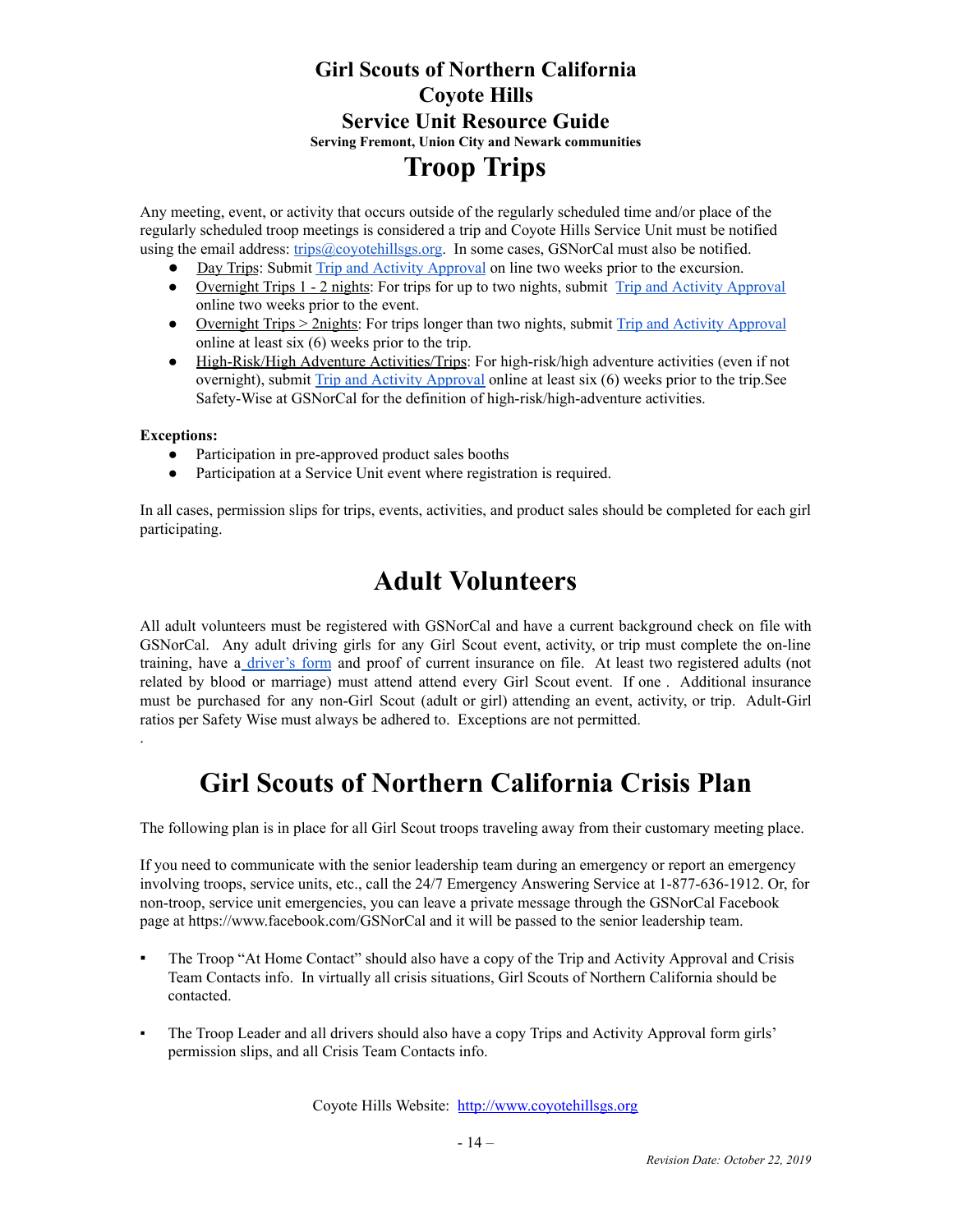# Girl Scouts of Northern California
# Coyote Hills
# Service Unit Resource Guide

**Serving Fremont, Union City and Newark communities**

# Troop Trips

Any meeting, event, or activity that occurs outside of the regularly scheduled time and/or place of the regularly scheduled troop meetings is considered a trip and Coyote Hills Service Unit must be notified using the email address: trips@coyotehillsgs.org. In some cases, GSNorCal must also be notified.

- Day Trips: Submit Trip and Activity Approval on line two weeks prior to the excursion.
- Overnight Trips 1 - 2 nights: For trips for up to two nights, submit Trip and Activity Approval online two weeks prior to the event.
- Overnight Trips > 2nights: For trips longer than two nights, submit Trip and Activity Approval online at least six (6) weeks prior to the trip.
- High-Risk/High Adventure Activities/Trips: For high-risk/high adventure activities (even if not overnight), submit Trip and Activity Approval online at least six (6) weeks prior to the trip.See Safety-Wise at GSNorCal for the definition of high-risk/high-adventure activities.

**Exceptions:**

- Participation in pre-approved product sales booths
- Participation at a Service Unit event where registration is required.

In all cases, permission slips for trips, events, activities, and product sales should be completed for each girl participating.

# Adult Volunteers

All adult volunteers must be registered with GSNorCal and have a current background check on file with GSNorCal. Any adult driving girls for any Girl Scout event, activity, or trip must complete the on-line training, have a driver's form and proof of current insurance on file. At least two registered adults (not related by blood or marriage) must attend attend every Girl Scout event. If one . Additional insurance must be purchased for any non-Girl Scout (adult or girl) attending an event, activity, or trip. Adult-Girl ratios per Safety Wise must always be adhered to. Exceptions are not permitted.

.

# Girl Scouts of Northern California Crisis Plan

The following plan is in place for all Girl Scout troops traveling away from their customary meeting place.

If you need to communicate with the senior leadership team during an emergency or report an emergency involving troops, service units, etc., call the 24/7 Emergency Answering Service at 1-877-636-1912. Or, for non-troop, service unit emergencies, you can leave a private message through the GSNorCal Facebook page at https://www.facebook.com/GSNorCal and it will be passed to the senior leadership team.

- The Troop "At Home Contact" should also have a copy of the Trip and Activity Approval and Crisis Team Contacts info. In virtually all crisis situations, Girl Scouts of Northern California should be contacted.

- The Troop Leader and all drivers should also have a copy Trips and Activity Approval form girls' permission slips, and all Crisis Team Contacts info.

Coyote Hills Website: http://www.coyotehillsgs.org

*Revision Date: October 22, 2019*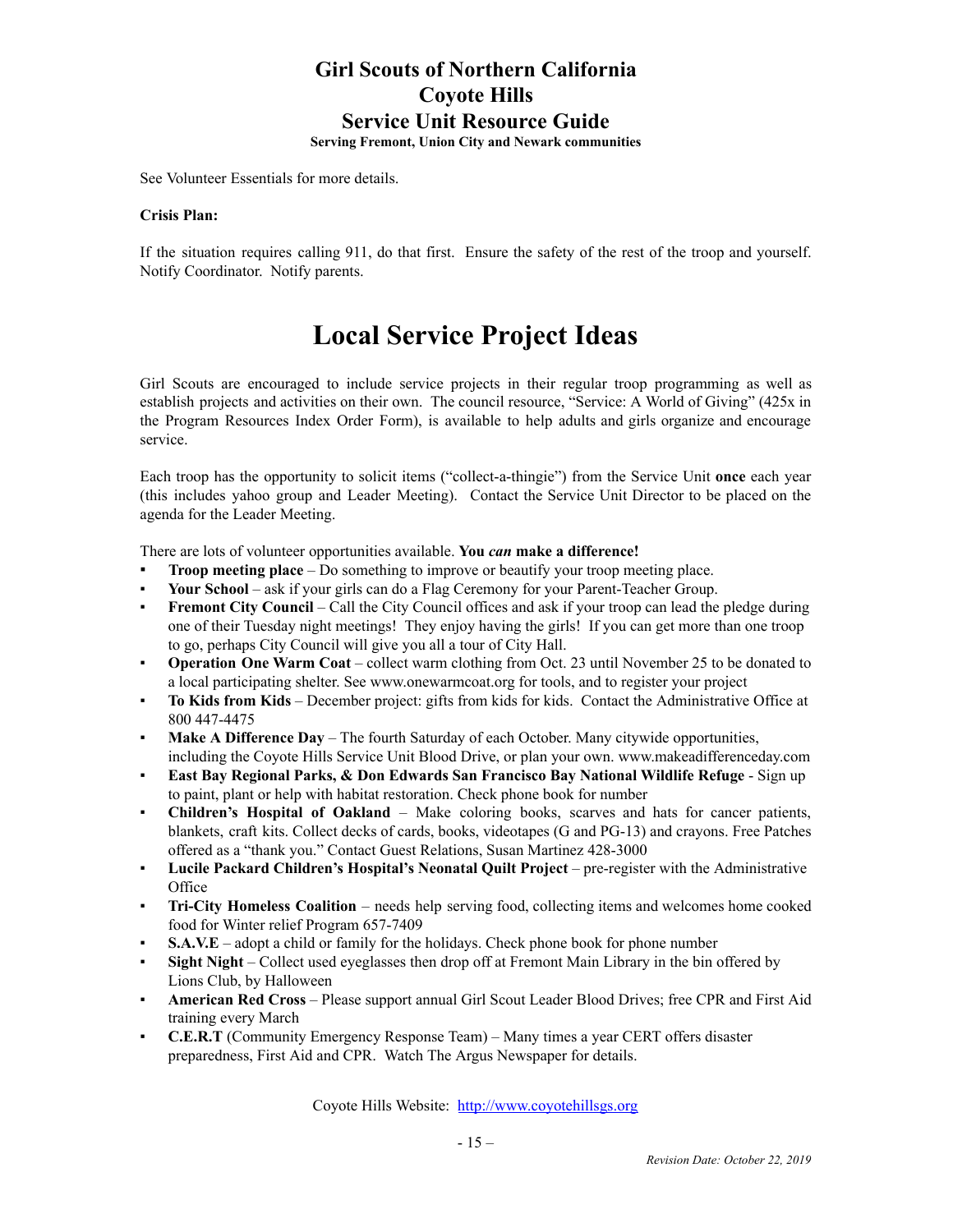See Volunteer Essentials for more details.

**Crisis Plan:**

If the situation requires calling 911, do that first. Ensure the safety of the rest of the troop and yourself. Notify Coordinator. Notify parents.

# Local Service Project Ideas

Girl Scouts are encouraged to include service projects in their regular troop programming as well as establish projects and activities on their own. The council resource, "Service: A World of Giving" (425x in the Program Resources Index Order Form), is available to help adults and girls organize and encourage service.

Each troop has the opportunity to solicit items ("collect-a-thingie") from the Service Unit **once** each year (this includes yahoo group and Leader Meeting). Contact the Service Unit Director to be placed on the agenda for the Leader Meeting.

There are lots of volunteer opportunities available. **You *can* make a difference!**

- **Troop meeting place** – Do something to improve or beautify your troop meeting place.
- **Your School** – ask if your girls can do a Flag Ceremony for your Parent-Teacher Group.
- **Fremont City Council** – Call the City Council offices and ask if your troop can lead the pledge during one of their Tuesday night meetings! They enjoy having the girls! If you can get more than one troop to go, perhaps City Council will give you all a tour of City Hall.
- **Operation One Warm Coat** – collect warm clothing from Oct. 23 until November 25 to be donated to a local participating shelter. See www.onewarmcoat.org for tools, and to register your project
- **To Kids from Kids** – December project: gifts from kids for kids. Contact the Administrative Office at 800 447-4475
- **Make A Difference Day** – The fourth Saturday of each October. Many citywide opportunities, including the Coyote Hills Service Unit Blood Drive, or plan your own. www.makeadifferenceday.com
- **East Bay Regional Parks, & Don Edwards San Francisco Bay National Wildlife Refuge** - Sign up to paint, plant or help with habitat restoration. Check phone book for number
- **Children's Hospital of Oakland** – Make coloring books, scarves and hats for cancer patients, blankets, craft kits. Collect decks of cards, books, videotapes (G and PG-13) and crayons. Free Patches offered as a "thank you." Contact Guest Relations, Susan Martinez 428-3000
- **Lucile Packard Children's Hospital's Neonatal Quilt Project** – pre-register with the Administrative Office
- **Tri-City Homeless Coalition** – needs help serving food, collecting items and welcomes home cooked food for Winter relief Program 657-7409
- **S.A.V.E** – adopt a child or family for the holidays. Check phone book for phone number
- **Sight Night** – Collect used eyeglasses then drop off at Fremont Main Library in the bin offered by Lions Club, by Halloween
- **American Red Cross** – Please support annual Girl Scout Leader Blood Drives; free CPR and First Aid training every March
- **C.E.R.T** (Community Emergency Response Team) – Many times a year CERT offers disaster preparedness, First Aid and CPR. Watch The Argus Newspaper for details.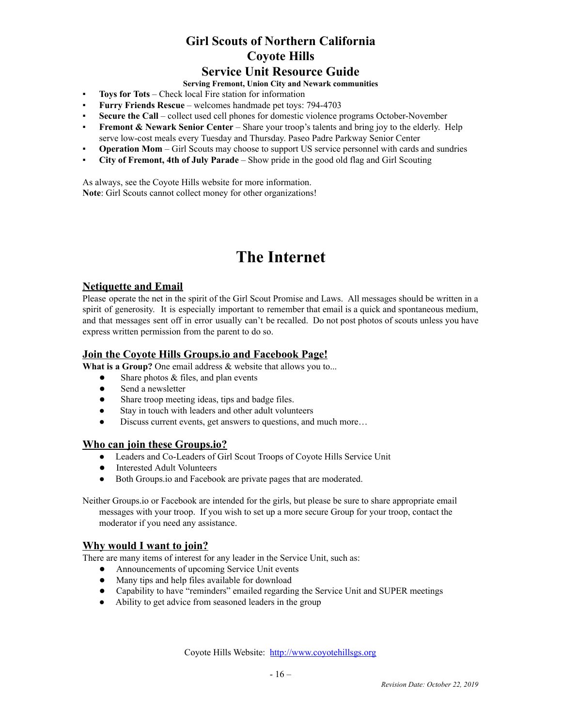- **Toys for Tots** – Check local Fire station for information
- **Furry Friends Rescue** – welcomes handmade pet toys: 794-4703
- **Secure the Call** – collect used cell phones for domestic violence programs October-November
- **Fremont & Newark Senior Center** – Share your troop's talents and bring joy to the elderly. Help serve low-cost meals every Tuesday and Thursday. Paseo Padre Parkway Senior Center
- **Operation Mom** – Girl Scouts may choose to support US service personnel with cards and sundries
- **City of Fremont, 4th of July Parade** – Show pride in the good old flag and Girl Scouting

As always, see the Coyote Hills website for more information.
**Note**: Girl Scouts cannot collect money for other organizations!

# The Internet

## Netiquette and Email

Please operate the net in the spirit of the Girl Scout Promise and Laws. All messages should be written in a spirit of generosity. It is especially important to remember that email is a quick and spontaneous medium, and that messages sent off in error usually can't be recalled. Do not post photos of scouts unless you have express written permission from the parent to do so.

## Join the Coyote Hills Groups.io and Facebook Page!

**What is a Group?** One email address & website that allows you to...

- Share photos & files, and plan events
- Send a newsletter
- Share troop meeting ideas, tips and badge files.
- Stay in touch with leaders and other adult volunteers
- Discuss current events, get answers to questions, and much more…

## Who can join these Groups.io?

- Leaders and Co-Leaders of Girl Scout Troops of Coyote Hills Service Unit
- Interested Adult Volunteers
- Both Groups.io and Facebook are private pages that are moderated.

Neither Groups.io or Facebook are intended for the girls, but please be sure to share appropriate email messages with your troop. If you wish to set up a more secure Group for your troop, contact the moderator if you need any assistance.

## Why would I want to join?

There are many items of interest for any leader in the Service Unit, such as:

- Announcements of upcoming Service Unit events
- Many tips and help files available for download
- Capability to have "reminders" emailed regarding the Service Unit and SUPER meetings
- Ability to get advice from seasoned leaders in the group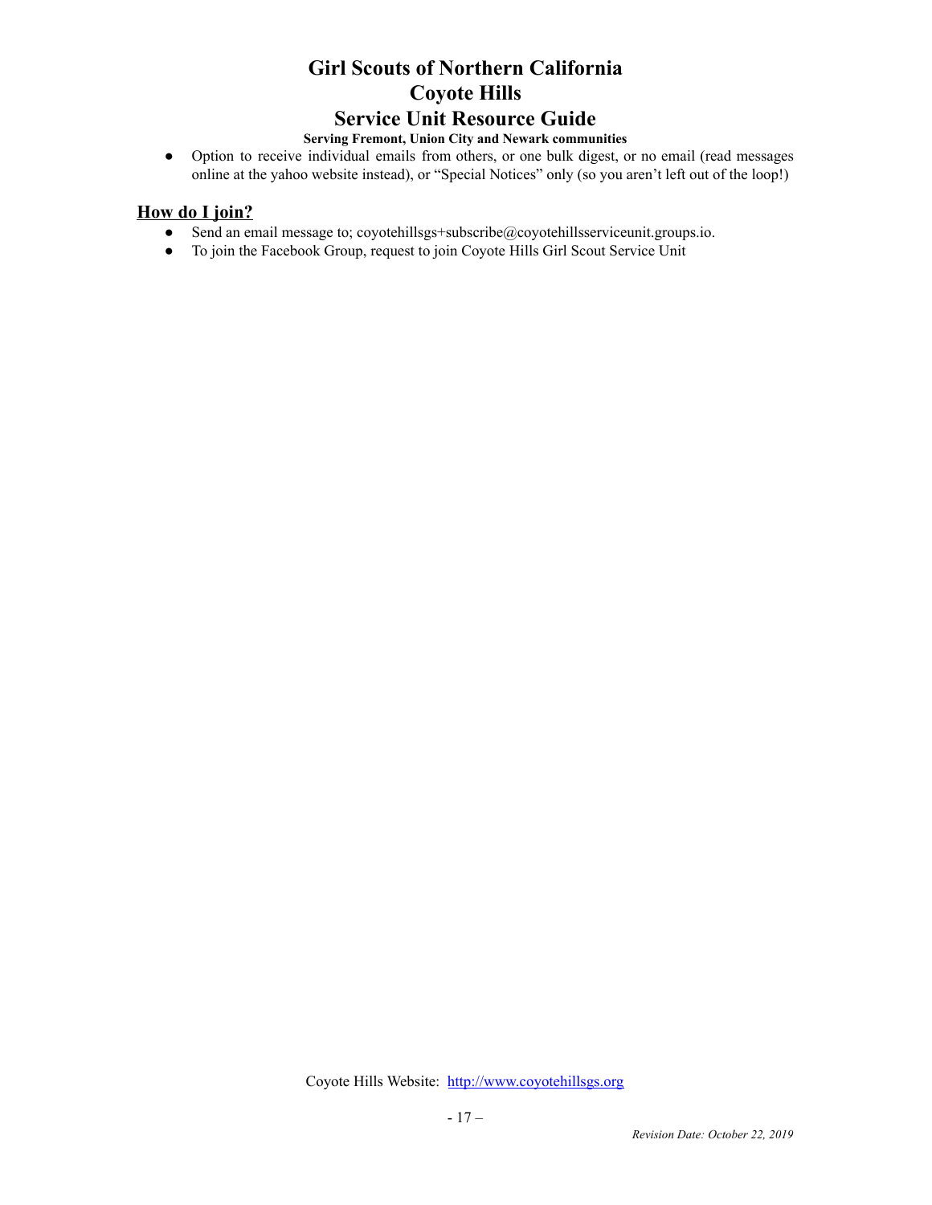- Option to receive individual emails from others, or one bulk digest, or no email (read messages online at the yahoo website instead), or "Special Notices" only (so you aren't left out of the loop!)

## How do I join?

- Send an email message to; coyotehillsgs+subscribe@coyotehillsserviceunit.groups.io.
- To join the Facebook Group, request to join Coyote Hills Girl Scout Service Unit